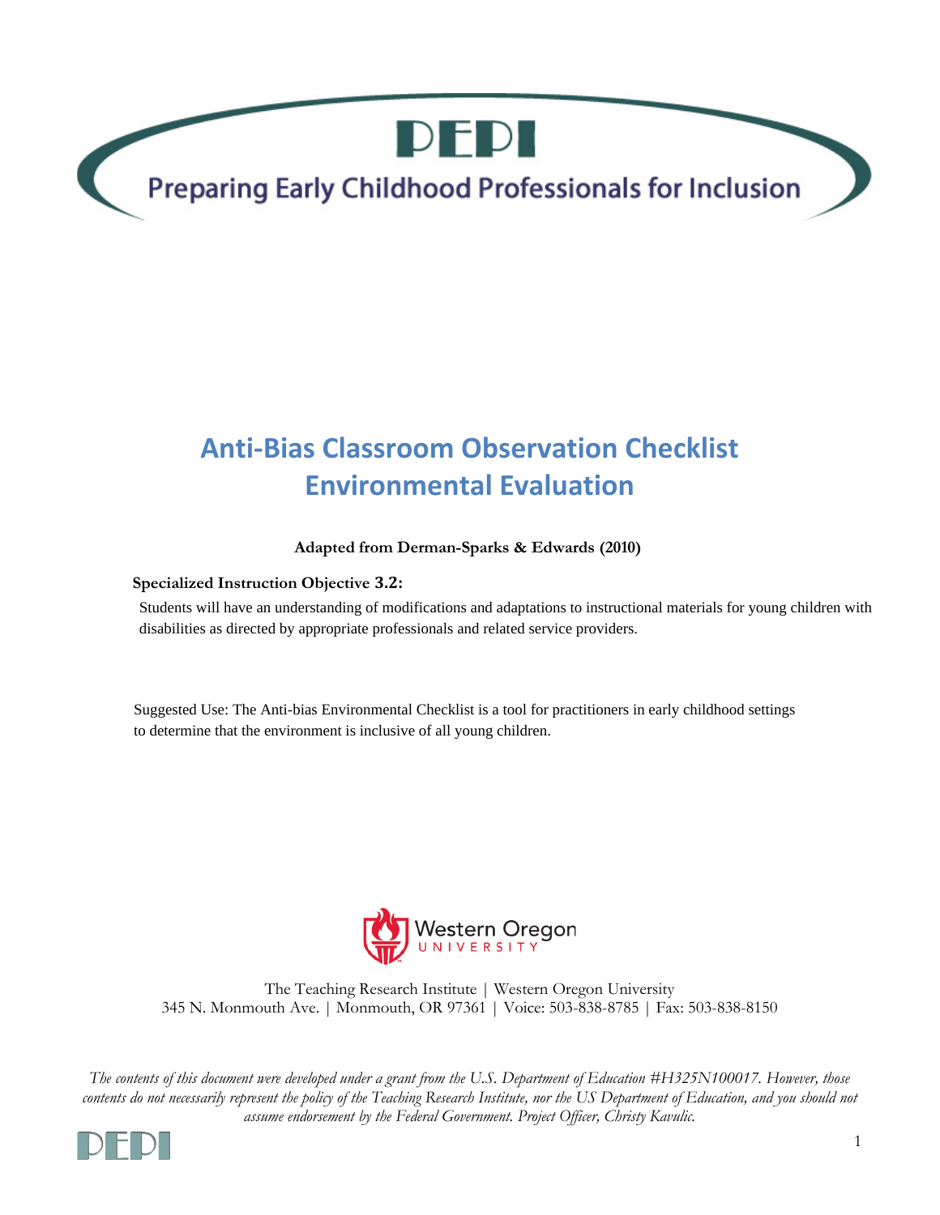# PEPI

## Preparing Early Childhood Professionals for Inclusion

# Anti-Bias Classroom Observation Checklist
# Environmental Evaluation

**Adapted from Derman-Sparks & Edwards (2010)**

**Specialized Instruction Objective 3.2:**

Students will have an understanding of modifications and adaptations to instructional materials for young children with disabilities as directed by appropriate professionals and related service providers.

Suggested Use: The Anti-bias Environmental Checklist is a tool for practitioners in early childhood settings to determine that the environment is inclusive of all young children.

Western Oregon UNIVERSITY

The Teaching Research Institute | Western Oregon University
345 N. Monmouth Ave. | Monmouth, OR 97361 | Voice: 503-838-8785 | Fax: 503-838-8150

*The contents of this document were developed under a grant from the U.S. Department of Education #H325N100017. However, those contents do not necessarily represent the policy of the Teaching Research Institute, nor the US Department of Education, and you should not assume endorsement by the Federal Government. Project Officer, Christy Kavulic.*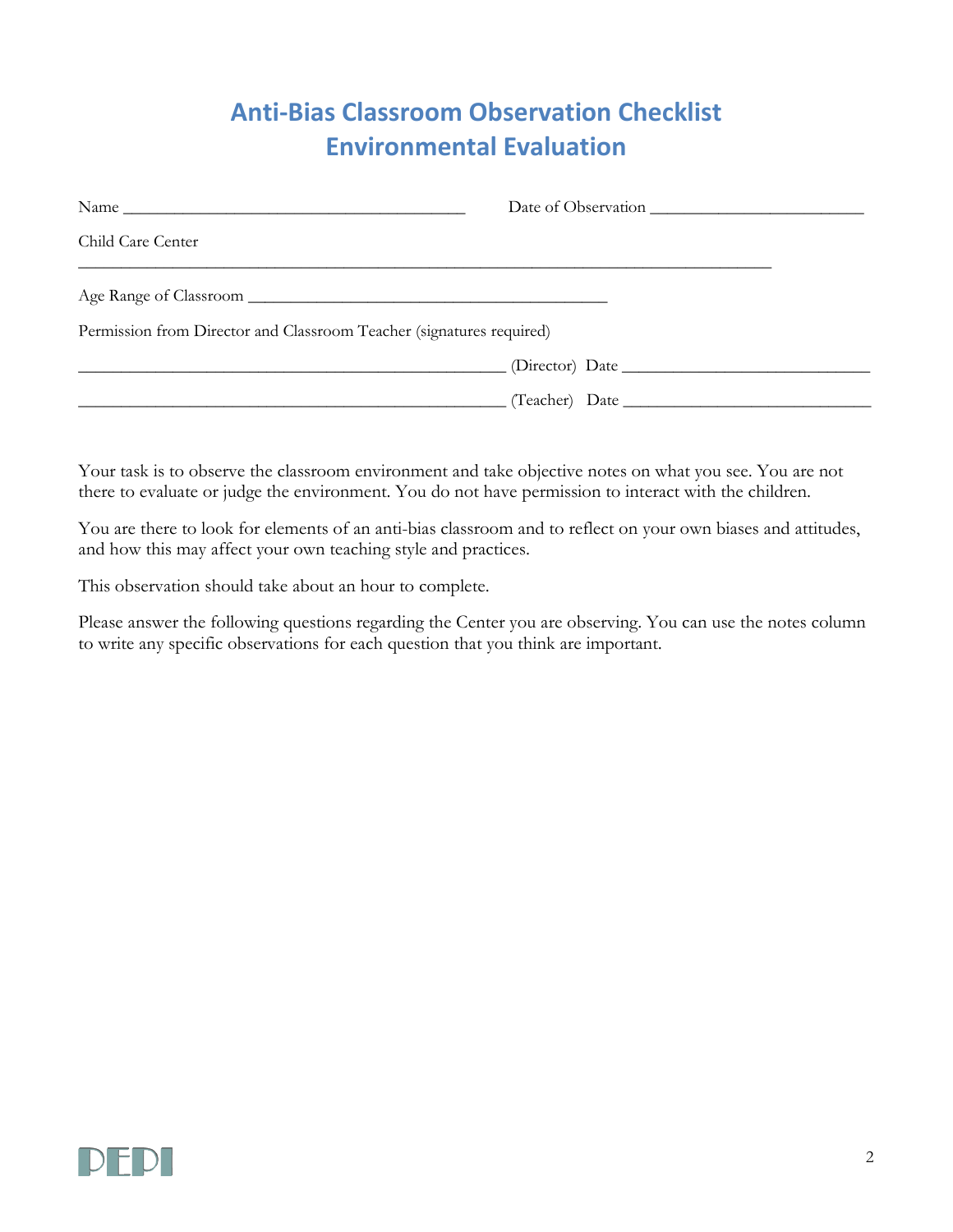# Anti-Bias Classroom Observation Checklist
# Environmental Evaluation

Name ________________________________________ Date of Observation ________________________

Child Care Center

________________________________________________________________________________

Age Range of Classroom __________________________________________

Permission from Director and Classroom Teacher (signatures required)

__________________________________________________ (Director) Date _____________________________

__________________________________________________ (Teacher) Date _____________________________

Your task is to observe the classroom environment and take objective notes on what you see. You are not there to evaluate or judge the environment. You do not have permission to interact with the children.

You are there to look for elements of an anti-bias classroom and to reflect on your own biases and attitudes, and how this may affect your own teaching style and practices.

This observation should take about an hour to complete.

Please answer the following questions regarding the Center you are observing. You can use the notes column to write any specific observations for each question that you think are important.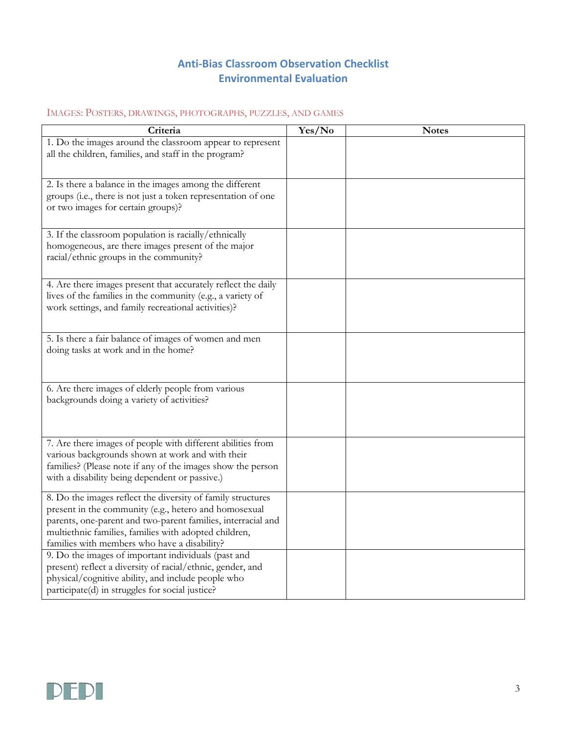# Anti-Bias Classroom Observation Checklist
# Environmental Evaluation

## Images: Posters, drawings, photographs, puzzles, and games

| Criteria | Yes/No | Notes |
|---|---|---|
| 1. Do the images around the classroom appear to represent all the children, families, and staff in the program? | | |
| 2. Is there a balance in the images among the different groups (i.e., there is not just a token representation of one or two images for certain groups)? | | |
| 3. If the classroom population is racially/ethnically homogeneous, are there images present of the major racial/ethnic groups in the community? | | |
| 4. Are there images present that accurately reflect the daily lives of the families in the community (e.g., a variety of work settings, and family recreational activities)? | | |
| 5. Is there a fair balance of images of women and men doing tasks at work and in the home? | | |
| 6. Are there images of elderly people from various backgrounds doing a variety of activities? | | |
| 7. Are there images of people with different abilities from various backgrounds shown at work and with their families? (Please note if any of the images show the person with a disability being dependent or passive.) | | |
| 8. Do the images reflect the diversity of family structures present in the community (e.g., hetero and homosexual parents, one-parent and two-parent families, interracial and multiethnic families, families with adopted children, families with members who have a disability? | | |
| 9. Do the images of important individuals (past and present) reflect a diversity of racial/ethnic, gender, and physical/cognitive ability, and include people who participate(d) in struggles for social justice? | | |

PEPI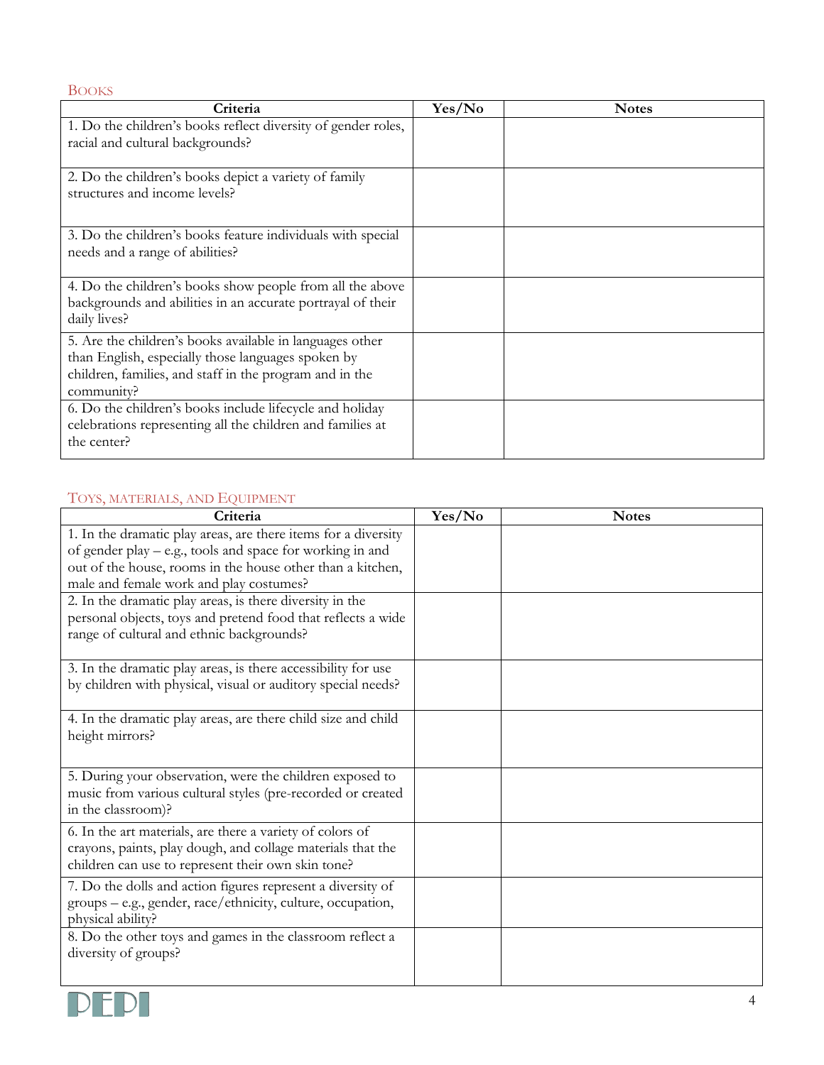### Books

| Criteria | Yes/No | Notes |
|---|---|---|
| 1. Do the children's books reflect diversity of gender roles, racial and cultural backgrounds? | | |
| 2. Do the children's books depict a variety of family structures and income levels? | | |
| 3. Do the children's books feature individuals with special needs and a range of abilities? | | |
| 4. Do the children's books show people from all the above backgrounds and abilities in an accurate portrayal of their daily lives? | | |
| 5. Are the children's books available in languages other than English, especially those languages spoken by children, families, and staff in the program and in the community? | | |
| 6. Do the children's books include lifecycle and holiday celebrations representing all the children and families at the center? | | |

### Toys, materials, and Equipment

| Criteria | Yes/No | Notes |
|---|---|---|
| 1. In the dramatic play areas, are there items for a diversity of gender play – e.g., tools and space for working in and out of the house, rooms in the house other than a kitchen, male and female work and play costumes? | | |
| 2. In the dramatic play areas, is there diversity in the personal objects, toys and pretend food that reflects a wide range of cultural and ethnic backgrounds? | | |
| 3. In the dramatic play areas, is there accessibility for use by children with physical, visual or auditory special needs? | | |
| 4. In the dramatic play areas, are there child size and child height mirrors? | | |
| 5. During your observation, were the children exposed to music from various cultural styles (pre-recorded or created in the classroom)? | | |
| 6. In the art materials, are there a variety of colors of crayons, paints, play dough, and collage materials that the children can use to represent their own skin tone? | | |
| 7. Do the dolls and action figures represent a diversity of groups – e.g., gender, race/ethnicity, culture, occupation, physical ability? | | |
| 8. Do the other toys and games in the classroom reflect a diversity of groups? | | |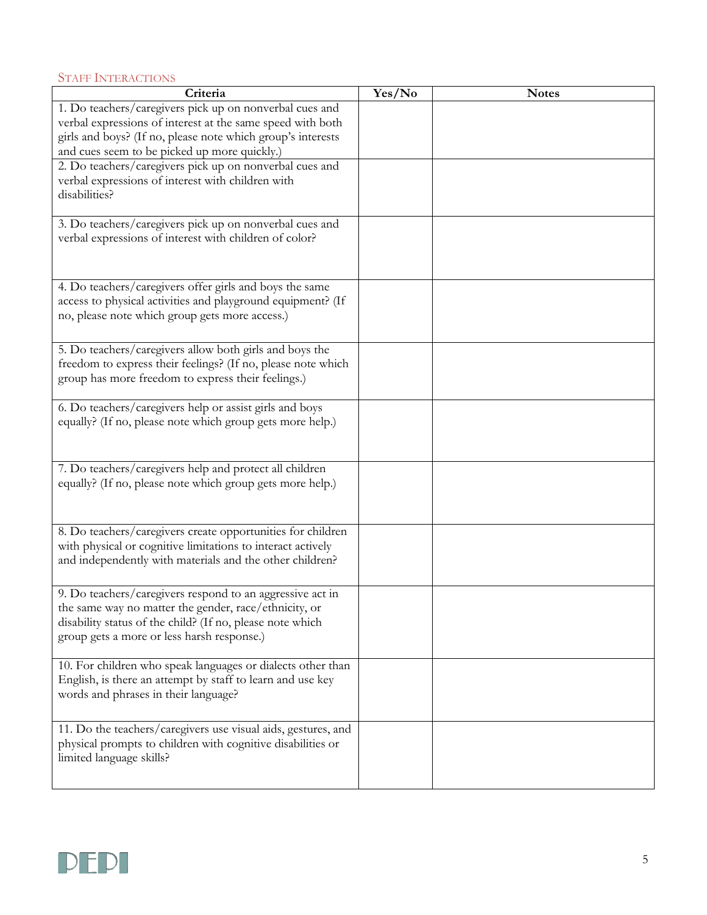## Staff Interactions

| Criteria | Yes/No | Notes |
|---|---|---|
| 1. Do teachers/caregivers pick up on nonverbal cues and verbal expressions of interest at the same speed with both girls and boys? (If no, please note which group's interests and cues seem to be picked up more quickly.) | | |
| 2. Do teachers/caregivers pick up on nonverbal cues and verbal expressions of interest with children with disabilities? | | |
| 3. Do teachers/caregivers pick up on nonverbal cues and verbal expressions of interest with children of color? | | |
| 4. Do teachers/caregivers offer girls and boys the same access to physical activities and playground equipment? (If no, please note which group gets more access.) | | |
| 5. Do teachers/caregivers allow both girls and boys the freedom to express their feelings? (If no, please note which group has more freedom to express their feelings.) | | |
| 6. Do teachers/caregivers help or assist girls and boys equally? (If no, please note which group gets more help.) | | |
| 7. Do teachers/caregivers help and protect all children equally? (If no, please note which group gets more help.) | | |
| 8. Do teachers/caregivers create opportunities for children with physical or cognitive limitations to interact actively and independently with materials and the other children? | | |
| 9. Do teachers/caregivers respond to an aggressive act in the same way no matter the gender, race/ethnicity, or disability status of the child? (If no, please note which group gets a more or less harsh response.) | | |
| 10. For children who speak languages or dialects other than English, is there an attempt by staff to learn and use key words and phrases in their language? | | |
| 11. Do the teachers/caregivers use visual aids, gestures, and physical prompts to children with cognitive disabilities or limited language skills? | | |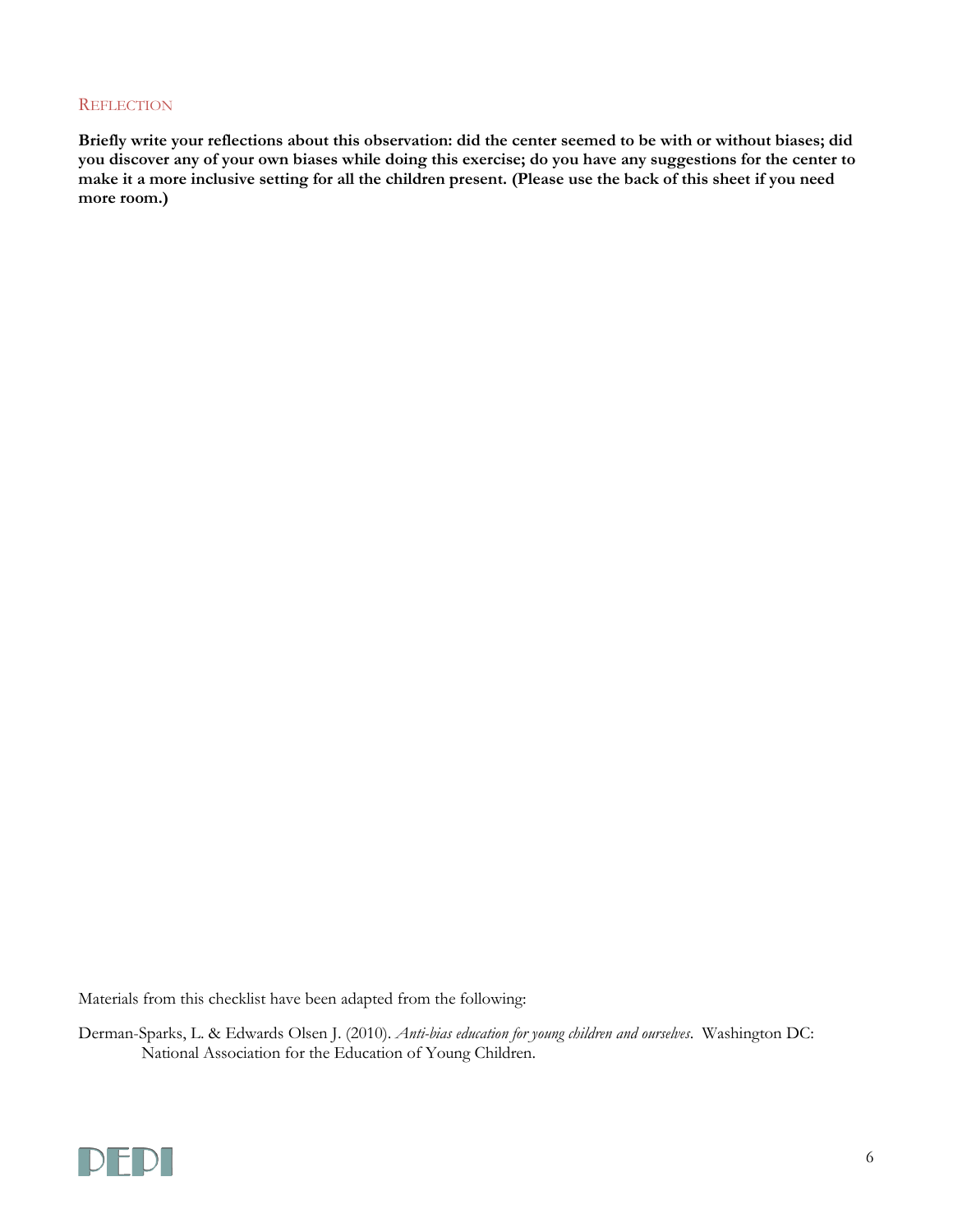## Reflection

**Briefly write your reflections about this observation: did the center seemed to be with or without biases; did you discover any of your own biases while doing this exercise; do you have any suggestions for the center to make it a more inclusive setting for all the children present. (Please use the back of this sheet if you need more room.)**

Materials from this checklist have been adapted from the following:

Derman-Sparks, L. & Edwards Olsen J. (2010). *Anti-bias education for young children and ourselves*. Washington DC: National Association for the Education of Young Children.